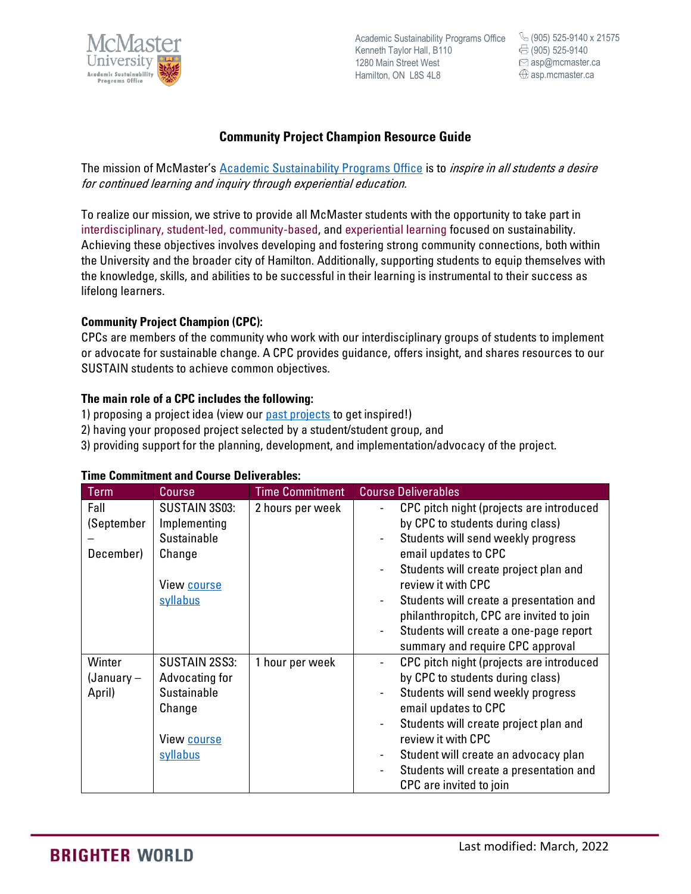McMaster University Academic Sustainability Programs Office

Academic Sustainability Programs Office
Kenneth Taylor Hall, B110
1280 Main Street West
Hamilton, ON L8S 4L8

(905) 525-9140 x 21575
(905) 525-9140
asp@mcmaster.ca
asp.mcmaster.ca

## Community Project Champion Resource Guide

The mission of McMaster's Academic Sustainability Programs Office is to *inspire in all students a desire for continued learning and inquiry through experiential education.*

To realize our mission, we strive to provide all McMaster students with the opportunity to take part in interdisciplinary, student-led, community-based, and experiential learning focused on sustainability. Achieving these objectives involves developing and fostering strong community connections, both within the University and the broader city of Hamilton. Additionally, supporting students to equip themselves with the knowledge, skills, and abilities to be successful in their learning is instrumental to their success as lifelong learners.

**Community Project Champion (CPC):**

CPCs are members of the community who work with our interdisciplinary groups of students to implement or advocate for sustainable change. A CPC provides guidance, offers insight, and shares resources to our SUSTAIN students to achieve common objectives.

**The main role of a CPC includes the following:**

1) proposing a project idea (view our past projects to get inspired!)
2) having your proposed project selected by a student/student group, and
3) providing support for the planning, development, and implementation/advocacy of the project.

**Time Commitment and Course Deliverables:**

| Term | Course | Time Commitment | Course Deliverables |
|---|---|---|---|
| Fall (September – December) | SUSTAIN 3S03: Implementing Sustainable Change<br><br>View course syllabus | 2 hours per week | - CPC pitch night (projects are introduced by CPC to students during class)<br>- Students will send weekly progress email updates to CPC<br>- Students will create project plan and review it with CPC<br>- Students will create a presentation and philanthropitch, CPC are invited to join<br>- Students will create a one-page report summary and require CPC approval |
| Winter (January – April) | SUSTAIN 2SS3: Advocating for Sustainable Change<br><br>View course syllabus | 1 hour per week | - CPC pitch night (projects are introduced by CPC to students during class)<br>- Students will send weekly progress email updates to CPC<br>- Students will create project plan and review it with CPC<br>- Student will create an advocacy plan<br>- Students will create a presentation and CPC are invited to join |

BRIGHTER WORLD

Last modified: March, 2022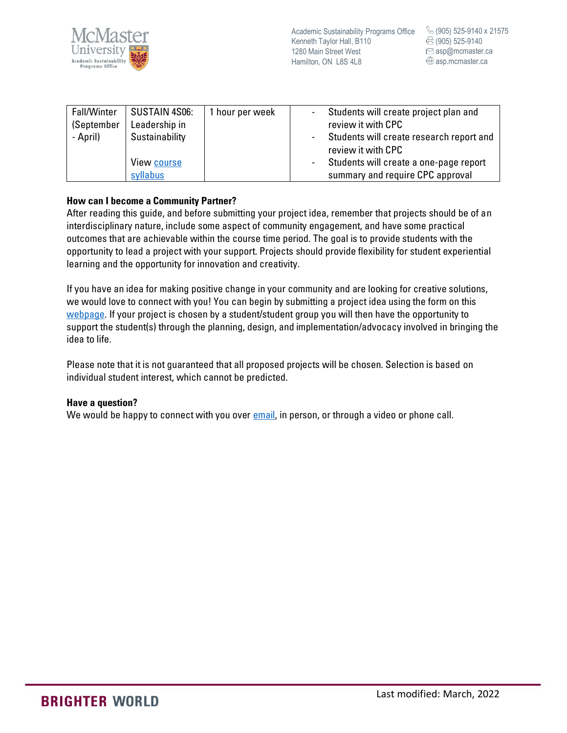| | | | |
|---|---|---|---|
| Fall/Winter (September - April) | SUSTAIN 4S06: Leadership in Sustainability<br><br>View course syllabus | 1 hour per week | - Students will create project plan and review it with CPC<br>- Students will create research report and review it with CPC<br>- Students will create a one-page report summary and require CPC approval |

**How can I become a Community Partner?**

After reading this guide, and before submitting your project idea, remember that projects should be of an interdisciplinary nature, include some aspect of community engagement, and have some practical outcomes that are achievable within the course time period. The goal is to provide students with the opportunity to lead a project with your support. Projects should provide flexibility for student experiential learning and the opportunity for innovation and creativity.

If you have an idea for making positive change in your community and are looking for creative solutions, we would love to connect with you! You can begin by submitting a project idea using the form on this webpage. If your project is chosen by a student/student group you will then have the opportunity to support the student(s) through the planning, design, and implementation/advocacy involved in bringing the idea to life.

Please note that it is not guaranteed that all proposed projects will be chosen. Selection is based on individual student interest, which cannot be predicted.

**Have a question?**

We would be happy to connect with you over email, in person, or through a video or phone call.

Last modified: March, 2022